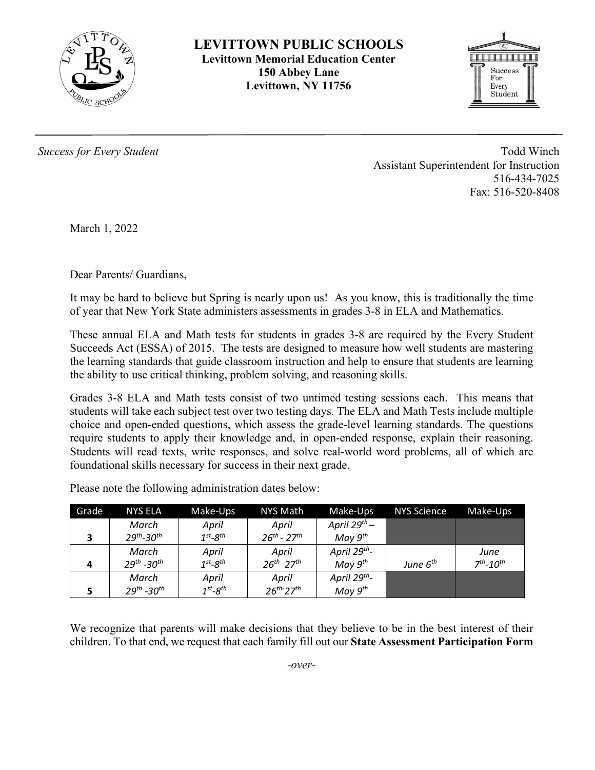# LEVITTOWN PUBLIC SCHOOLS

**Levittown Memorial Education Center**
**150 Abbey Lane**
**Levittown, NY 11756**

*Success for Every Student*

Todd Winch
Assistant Superintendent for Instruction
516-434-7025
Fax: 516-520-8408

March 1, 2022

Dear Parents/ Guardians,

It may be hard to believe but Spring is nearly upon us! As you know, this is traditionally the time of year that New York State administers assessments in grades 3-8 in ELA and Mathematics.

These annual ELA and Math tests for students in grades 3-8 are required by the Every Student Succeeds Act (ESSA) of 2015. The tests are designed to measure how well students are mastering the learning standards that guide classroom instruction and help to ensure that students are learning the ability to use critical thinking, problem solving, and reasoning skills.

Grades 3-8 ELA and Math tests consist of two untimed testing sessions each. This means that students will take each subject test over two testing days. The ELA and Math Tests include multiple choice and open-ended questions, which assess the grade-level learning standards. The questions require students to apply their knowledge and, in open-ended response, explain their reasoning. Students will read texts, write responses, and solve real-world word problems, all of which are foundational skills necessary for success in their next grade.

Please note the following administration dates below:

| Grade | NYS ELA | Make-Ups | NYS Math | Make-Ups | NYS Science | Make-Ups |
|---|---|---|---|---|---|---|
| 3 | *March 29th-30th* | *April 1st-8th* | *April 26th - 27th* | *April 29th – May 9th* | | |
| 4 | *March 29th -30th* | *April 1st-8th* | *April 26th 27th* | *April 29th- May 9th* | *June 6th* | *June 7th-10th* |
| 5 | *March 29th -30th* | *April 1st-8th* | *April 26th-27th* | *April 29th- May 9th* | | |

We recognize that parents will make decisions that they believe to be in the best interest of their children. To that end, we request that each family fill out our **State Assessment Participation Form**

*-over-*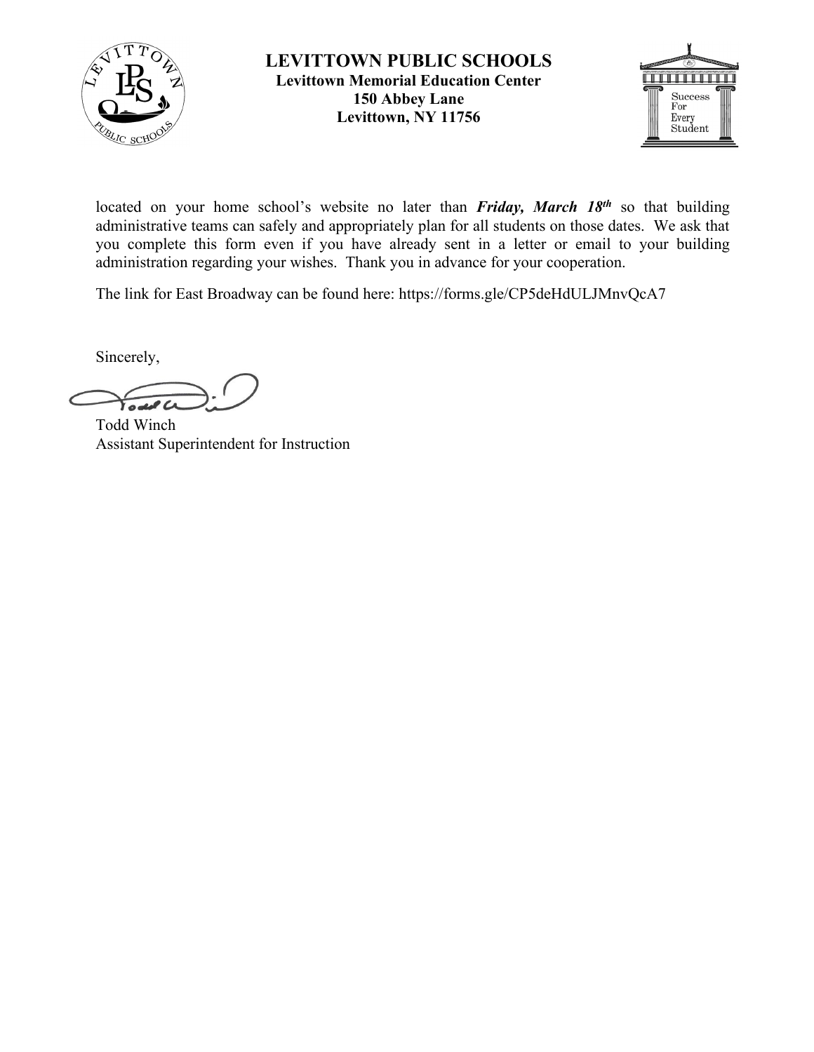# LEVITTOWN PUBLIC SCHOOLS

**Levittown Memorial Education Center**
**150 Abbey Lane**
**Levittown, NY 11756**

located on your home school's website no later than ***Friday, March 18th*** so that building administrative teams can safely and appropriately plan for all students on those dates. We ask that you complete this form even if you have already sent in a letter or email to your building administration regarding your wishes. Thank you in advance for your cooperation.

The link for East Broadway can be found here: https://forms.gle/CP5deHdULJMnvQcA7

Sincerely,

Todd Winch
Assistant Superintendent for Instruction